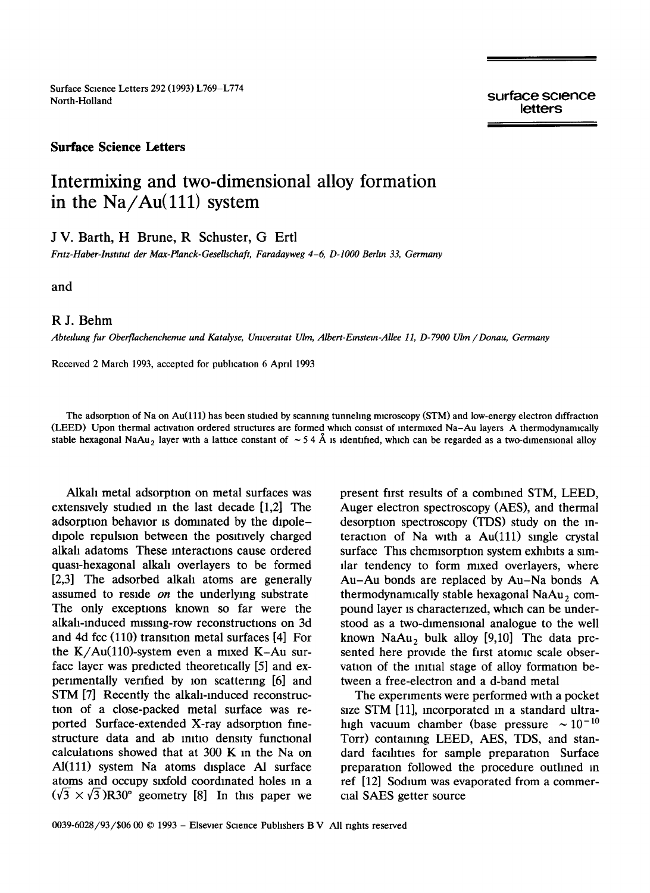Surface Science Letters

# Intermixing and two-dimensional alloy formation in the Na/Au(111) system

J.V. Barth, H. Brune, R. Schuster, G. Ertl

*Fritz-Haber-Institut der Max-Planck-Gesellschaft, Faradayweg 4-6, D-1000 Berlin 33, Germany*

and

R.J. Behm

*Abteilung für Oberflächenchemie und Katalyse, Universität Ulm, Albert-Einstein-Allee 11, D-7900 Ulm / Donau, Germany*

Received 2 March 1993; accepted for publication 6 April 1993

The adsorption of Na on Au(111) has been studied by scanning tunneling microscopy (STM) and low-energy electron diffraction (LEED). Upon thermal activation ordered structures are formed which consist of intermixed Na–Au layers. A thermodynamically stable hexagonal $NaAu_2$ layer with a lattice constant of ~5.4 Å is identified, which can be regarded as a two-dimensional alloy.

Alkali metal adsorption on metal surfaces was extensively studied in the last decade [1,2]. The adsorption behavior is dominated by the dipole–dipole repulsion between the positively charged alkali adatoms. These interactions cause ordered quasi-hexagonal alkali overlayers to be formed [2,3]. The adsorbed alkali atoms are generally assumed to reside *on* the underlying substrate. The only exceptions known so far were the alkali-induced missing-row reconstructions on 3d and 4d fcc (110) transition metal surfaces [4]. For the K/Au(110)-system even a mixed K–Au surface layer was predicted theoretically [5] and experimentally verified by ion scattering [6] and STM [7]. Recently the alkali-induced reconstruction of a close-packed metal surface was reported. Surface-extended X-ray adsorption fine-structure data and ab initio density functional calculations showed that at 300 K in the Na on Al(111) system Na atoms displace Al surface atoms and occupy sixfold coordinated holes in a $(\sqrt{3} \times \sqrt{3})R30°$ geometry [8]. In this paper we present first results of a combined STM, LEED, Auger electron spectroscopy (AES), and thermal desorption spectroscopy (TDS) study on the interaction of Na with a Au(111) single crystal surface. This chemisorption system exhibits a similar tendency to form mixed overlayers, where Au–Au bonds are replaced by Au–Na bonds. A thermodynamically stable hexagonal $NaAu_2$ compound layer is characterized, which can be understood as a two-dimensional analogue to the well known $NaAu_2$ bulk alloy [9,10]. The data presented here provide the first atomic scale observation of the initial stage of alloy formation between a free-electron and a d-band metal.

The experiments were performed with a pocket size STM [11], incorporated in a standard ultrahigh vacuum chamber (base pressure ~$10^{-10}$ Torr) containing LEED, AES, TDS, and standard facilities for sample preparation. Surface preparation followed the procedure outlined in ref. [12]. Sodium was evaporated from a commercial SAES getter source.

0039-6028/93/$06.00 © 1993 – Elsevier Science Publishers B.V. All rights reserved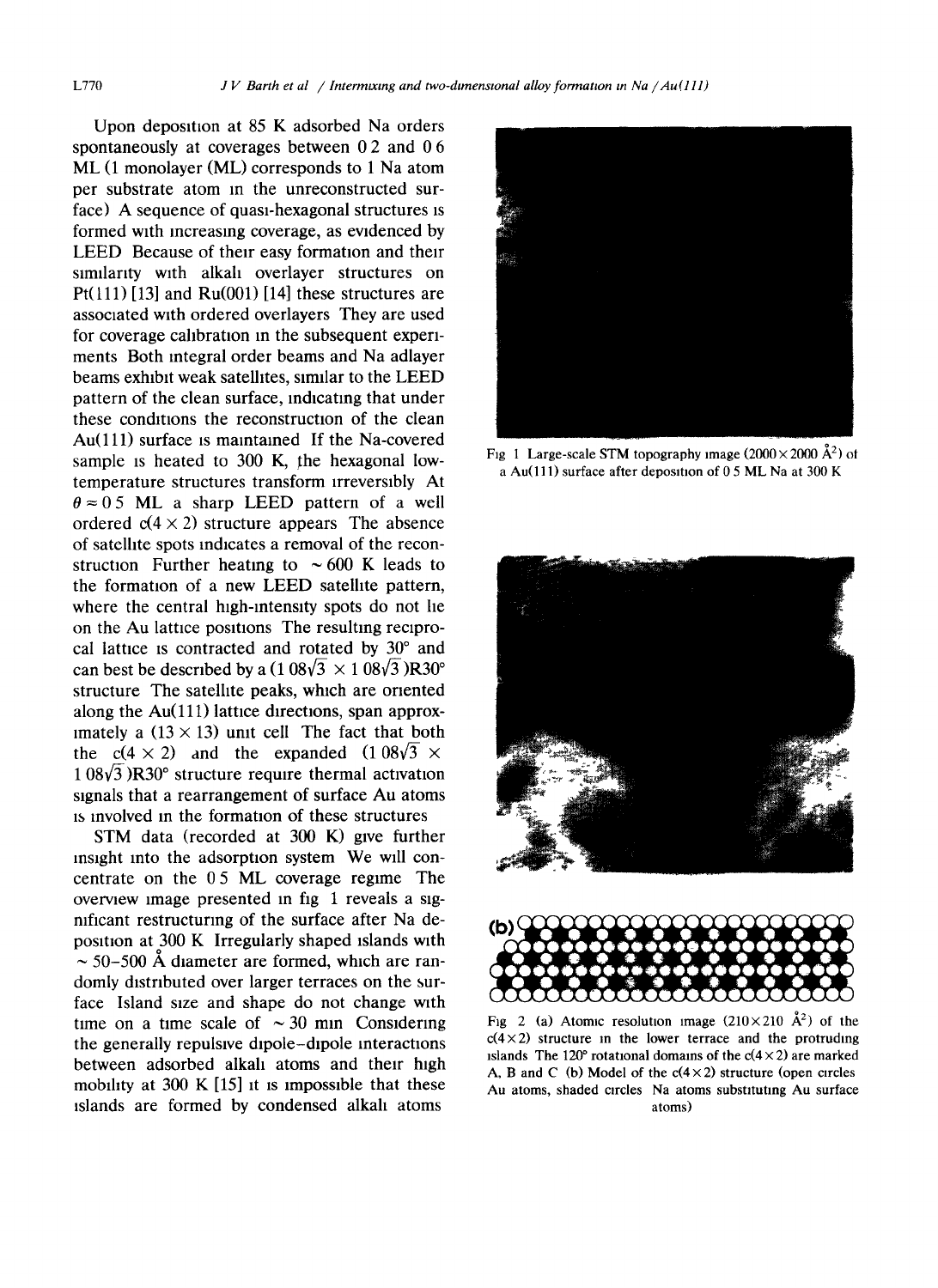Upon deposition at 85 K adsorbed Na orders spontaneously at coverages between 0.2 and 0.6 ML (1 monolayer (ML) corresponds to 1 Na atom per substrate atom in the unreconstructed surface). A sequence of quasi-hexagonal structures is formed with increasing coverage, as evidenced by LEED. Because of their easy formation and their similarity with alkali overlayer structures on Pt(111) [13] and Ru(001) [14] these structures are associated with ordered overlayers. They are used for coverage calibration in the subsequent experiments. Both integral order beams and Na adlayer beams exhibit weak satellites, similar to the LEED pattern of the clean surface, indicating that under these conditions the reconstruction of the clean Au(111) surface is maintained. If the Na-covered sample is heated to 300 K, the hexagonal low-temperature structures transform irreversibly. At $\theta \approx 0.5$ ML a sharp LEED pattern of a well ordered c(4 × 2) structure appears. The absence of satellite spots indicates a removal of the reconstruction. Further heating to ~600 K leads to the formation of a new LEED satellite pattern, where the central high-intensity spots do not lie on the Au lattice positions. The resulting reciprocal lattice is contracted and rotated by 30° and can best be described by a $(1.08\sqrt{3} \times 1.08\sqrt{3})$R30° structure. The satellite peaks, which are oriented along the Au(111) lattice directions, span approximately a (13 × 13) unit cell. The fact that both the c(4 × 2) and the expanded $(1.08\sqrt{3} \times 1.08\sqrt{3})$R30° structure require thermal activation signals that a rearrangement of surface Au atoms is involved in the formation of these structures.

STM data (recorded at 300 K) give further insight into the adsorption system. We will concentrate on the 0.5 ML coverage regime. The overview image presented in fig. 1 reveals a significant restructuring of the surface after Na deposition at 300 K. Irregularly shaped islands with ~50–500 Å diameter are formed, which are randomly distributed over larger terraces on the surface. Island size and shape do not change with time on a time scale of ~30 min. Considering the generally repulsive dipole–dipole interactions between adsorbed alkali atoms and their high mobility at 300 K [15] it is impossible that these islands are formed by condensed alkali atoms.

Fig. 1. Large-scale STM topography image (2000 × 2000 Å²) of a Au(111) surface after deposition of 0.5 ML Na at 300 K.

Fig. 2. (a) Atomic resolution image (210 × 210 Å²) of the c(4 × 2) structure in the lower terrace and the protruding islands. The 120° rotational domains of the c(4 × 2) are marked A, B and C. (b) Model of the c(4 × 2) structure (open circles Au atoms, shaded circles Na atoms substituting Au surface atoms).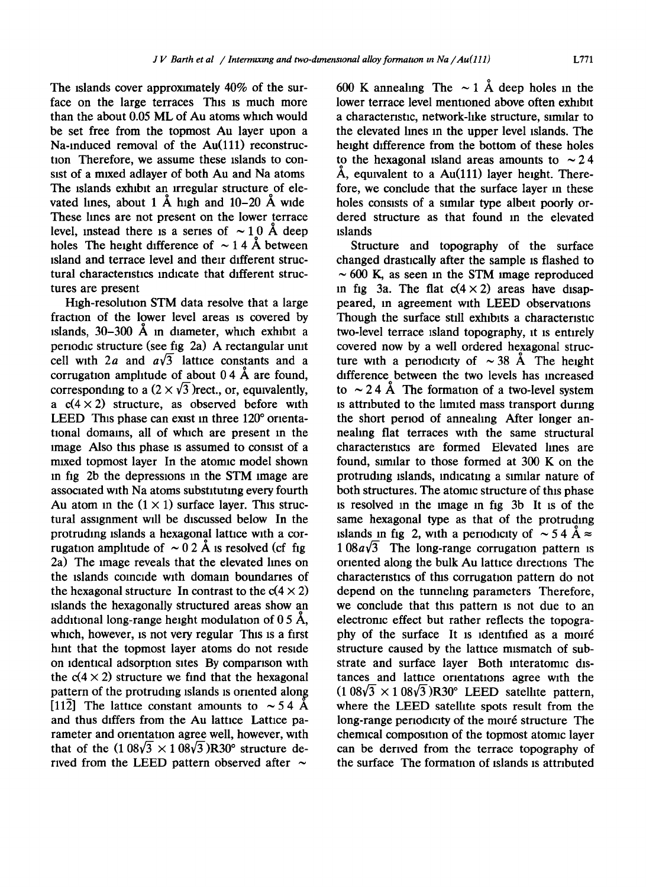The islands cover approximately 40% of the surface on the large terraces This is much more than the about 0.05 ML of Au atoms which would be set free from the topmost Au layer upon a Na-induced removal of the Au(111) reconstruction Therefore, we assume these islands to consist of a mixed adlayer of both Au and Na atoms The islands exhibit an irregular structure of elevated lines, about 1 Å high and 10–20 Å wide These lines are not present on the lower terrace level, instead there is a series of ~ 1 0 Å deep holes The height difference of ~ 1 4 Å between island and terrace level and their different structural characteristics indicate that different structures are present

High-resolution STM data resolve that a large fraction of the lower level areas is covered by islands, 30–300 Å in diameter, which exhibit a periodic structure (see fig 2a) A rectangular unit cell with $2a$ and $a\sqrt{3}$ lattice constants and a corrugation amplitude of about 0 4 Å are found, corresponding to a $(2 \times \sqrt{3})$rect., or, equivalently, a $c(4 \times 2)$ structure, as observed before with LEED This phase can exist in three 120° orientational domains, all of which are present in the image Also this phase is assumed to consist of a mixed topmost layer In the atomic model shown in fig 2b the depressions in the STM image are associated with Na atoms substituting every fourth Au atom in the $(1 \times 1)$ surface layer. This structural assignment will be discussed below In the protruding islands a hexagonal lattice with a corrugation amplitude of ~ 0 2 Å is resolved (cf fig 2a) The image reveals that the elevated lines on the islands coincide with domain boundaries of the hexagonal structure In contrast to the $c(4 \times 2)$ islands the hexagonally structured areas show an additional long-range height modulation of 0 5 Å, which, however, is not very regular This is a first hint that the topmost layer atoms do not reside on identical adsorption sites By comparison with the $c(4 \times 2)$ structure we find that the hexagonal pattern of the protruding islands is oriented along $[11\bar{2}]$ The lattice constant amounts to ~ 5 4 Å and thus differs from the Au lattice Lattice parameter and orientation agree well, however, with that of the $(1\,08\sqrt{3} \times 1\,08\sqrt{3})$R30° structure derived from the LEED pattern observed after ~ 600 K annealing The ~ 1 Å deep holes in the lower terrace level mentioned above often exhibit a characteristic, network-like structure, similar to the elevated lines in the upper level islands. The height difference from the bottom of these holes to the hexagonal island areas amounts to ~ 2 4 Å, equivalent to a Au(111) layer height. Therefore, we conclude that the surface layer in these holes consists of a similar type albeit poorly ordered structure as that found in the elevated islands

Structure and topography of the surface changed drastically after the sample is flashed to ~ 600 K, as seen in the STM image reproduced in fig 3a. The flat $c(4 \times 2)$ areas have disappeared, in agreement with LEED observations Though the surface still exhibits a characteristic two-level terrace island topography, it is entirely covered now by a well ordered hexagonal structure with a periodicity of ~ 38 Å The height difference between the two levels has increased to ~ 2 4 Å The formation of a two-level system is attributed to the limited mass transport during the short period of annealing After longer annealing flat terraces with the same structural characteristics are formed Elevated lines are found, similar to those formed at 300 K on the protruding islands, indicating a similar nature of both structures. The atomic structure of this phase is resolved in the image in fig 3b It is of the same hexagonal type as that of the protruding islands in fig 2, with a periodicity of ~ 5 4 Å ≈ $1\,08a\sqrt{3}$ The long-range corrugation pattern is oriented along the bulk Au lattice directions The characteristics of this corrugation pattern do not depend on the tunneling parameters Therefore, we conclude that this pattern is not due to an electronic effect but rather reflects the topography of the surface It is identified as a moiré structure caused by the lattice mismatch of substrate and surface layer Both interatomic distances and lattice orientations agree with the $(1\,08\sqrt{3} \times 1\,08\sqrt{3})$R30° LEED satellite pattern, where the LEED satellite spots result from the long-range periodicity of the moiré structure The chemical composition of the topmost atomic layer can be derived from the terrace topography of the surface The formation of islands is attributed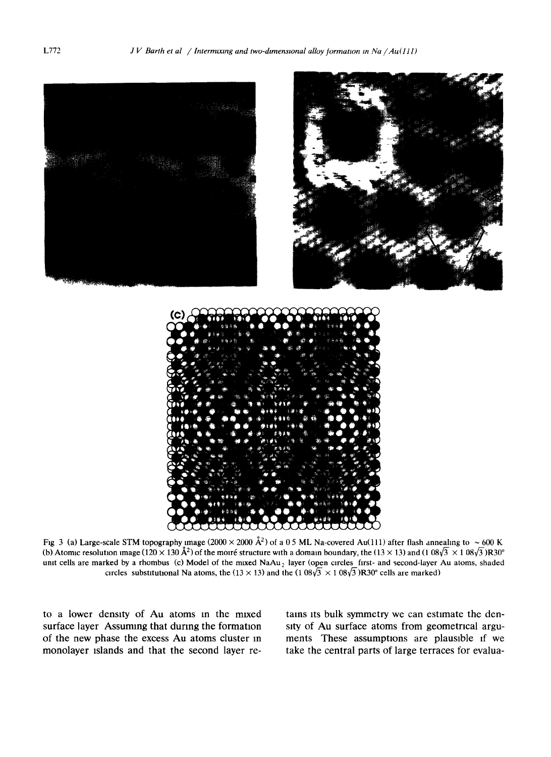Fig 3 (a) Large-scale STM topography image (2000 × 2000 Å$^2$) of a 0 5 ML Na-covered Au(111) after flash annealing to ~ 600 K (b) Atomic resolution image (120 × 130 Å$^2$) of the moiré structure with a domain boundary, the (13 × 13) and (1 08$\sqrt{3}$ × 1 08$\sqrt{3}$)R30° unit cells are marked by a rhombus (c) Model of the mixed $NaAu_2$ layer (open circles first- and second-layer Au atoms, shaded circles substitutional Na atoms, the (13 × 13) and the (1 08$\sqrt{3}$ × 1 08$\sqrt{3}$)R30° cells are marked)

to a lower density of Au atoms in the mixed surface layer Assuming that during the formation of the new phase the excess Au atoms cluster in monolayer islands and that the second layer retains its bulk symmetry we can estimate the density of Au surface atoms from geometrical arguments These assumptions are plausible if we take the central parts of large terraces for evalua-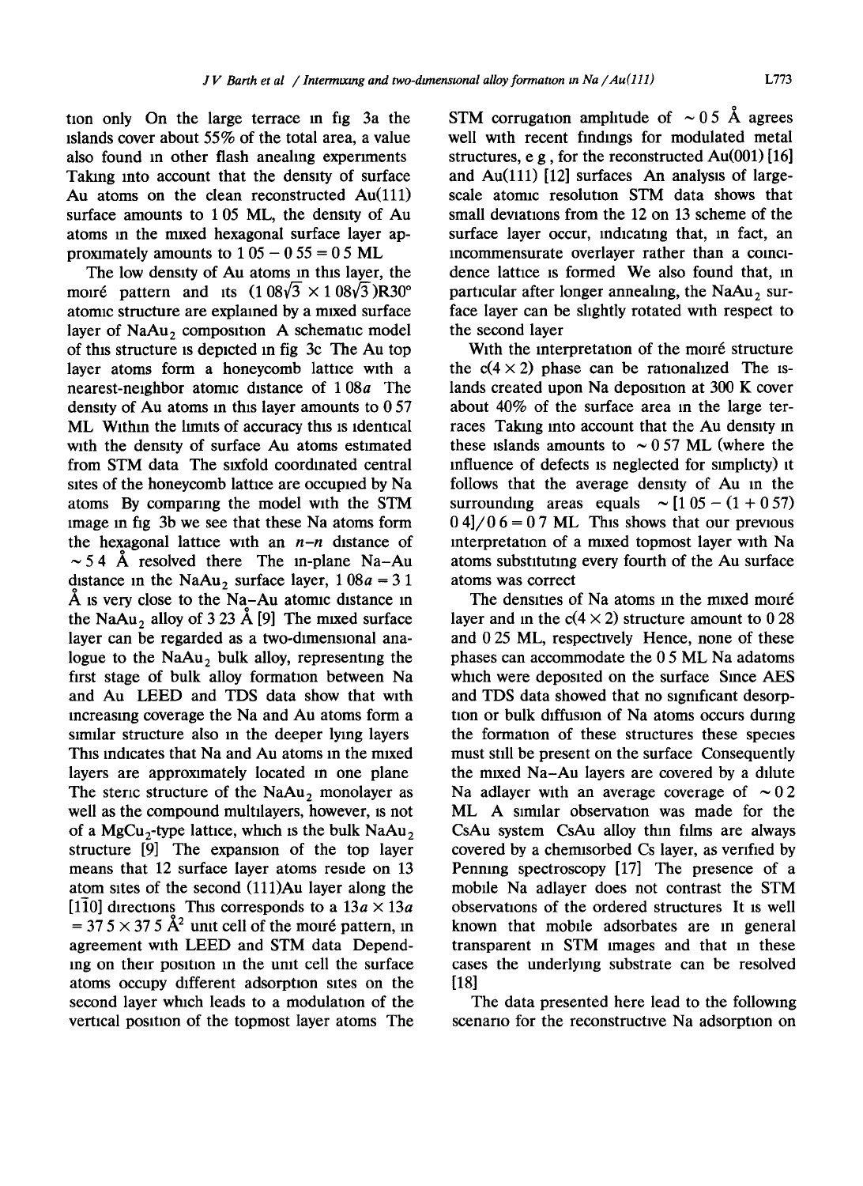tion only. On the large terrace in fig. 3a the islands cover about 55% of the total area, a value also found in other flash anealing experiments. Taking into account that the density of surface Au atoms on the clean reconstructed Au(111) surface amounts to 1.05 ML, the density of Au atoms in the mixed hexagonal surface layer approximately amounts to $1.05 - 0.55 = 0.5$ ML.

The low density of Au atoms in this layer, the moiré pattern and its $(1.08\sqrt{3} \times 1.08\sqrt{3})R30°$ atomic structure are explained by a mixed surface layer of $NaAu_2$ composition. A schematic model of this structure is depicted in fig. 3c. The Au top layer atoms form a honeycomb lattice with a nearest-neighbor atomic distance of $1.08a$. The density of Au atoms in this layer amounts to 0.57 ML. Within the limits of accuracy this is identical with the density of surface Au atoms estimated from STM data. The sixfold coordinated central sites of the honeycomb lattice are occupied by Na atoms. By comparing the model with the STM image in fig. 3b we see that these Na atoms form the hexagonal lattice with an $n$–$n$ distance of ~5.4 Å resolved there. The in-plane Na–Au distance in the $NaAu_2$ surface layer, $1.08a = 3.1$ Å is very close to the Na–Au atomic distance in the $NaAu_2$ alloy of 3.23 Å [9]. The mixed surface layer can be regarded as a two-dimensional analogue to the $NaAu_2$ bulk alloy, representing the first stage of bulk alloy formation between Na and Au. LEED and TDS data show that with increasing coverage the Na and Au atoms form a similar structure also in the deeper lying layers. This indicates that Na and Au atoms in the mixed layers are approximately located in one plane. The steric structure of the $NaAu_2$ monolayer as well as the compound multilayers, however, is not of a $MgCu_2$-type lattice, which is the bulk $NaAu_2$ structure [9]. The expansion of the top layer means that 12 surface layer atoms reside on 13 atom sites of the second (111)Au layer along the $[1\bar{1}0]$ directions. This corresponds to a $13a \times 13a = 37.5 \times 37.5$ Å$^2$ unit cell of the moiré pattern, in agreement with LEED and STM data. Depending on their position in the unit cell the surface atoms occupy different adsorption sites on the second layer which leads to a modulation of the vertical position of the topmost layer atoms. The STM corrugation amplitude of ~0.5 Å agrees well with recent findings for modulated metal structures, e.g., for the reconstructed Au(001) [16] and Au(111) [12] surfaces. An analysis of large-scale atomic resolution STM data shows that small deviations from the 12 on 13 scheme of the surface layer occur, indicating that, in fact, an incommensurate overlayer rather than a coincidence lattice is formed. We also found that, in particular after longer annealing, the $NaAu_2$ surface layer can be slightly rotated with respect to the second layer.

With the interpretation of the moiré structure the c(4 × 2) phase can be rationalized. The islands created upon Na deposition at 300 K cover about 40% of the surface area in the large terraces. Taking into account that the Au density in these islands amounts to ~0.57 ML (where the influence of defects is neglected for simplicty) it follows that the average density of Au in the surrounding areas equals ~$[1.05 - (1 + 0.57) 0.4]/0.6 = 0.7$ ML. This shows that our previous interpretation of a mixed topmost layer with Na atoms substituting every fourth of the Au surface atoms was correct.

The densities of Na atoms in the mixed moiré layer and in the c(4 × 2) structure amount to 0.28 and 0.25 ML, respectively. Hence, none of these phases can accommodate the 0.5 ML Na adatoms which were deposited on the surface. Since AES and TDS data showed that no significant desorption or bulk diffusion of Na atoms occurs during the formation of these structures these species must still be present on the surface. Consequently the mixed Na–Au layers are covered by a dilute Na adlayer with an average coverage of ~0.2 ML. A similar observation was made for the CsAu system. CsAu alloy thin films are always covered by a chemisorbed Cs layer, as verified by Penning spectroscopy [17]. The presence of a mobile Na adlayer does not contrast the STM observations of the ordered structures. It is well known that mobile adsorbates are in general transparent in STM images and that in these cases the underlying substrate can be resolved [18].

The data presented here lead to the following scenario for the reconstructive Na adsorption on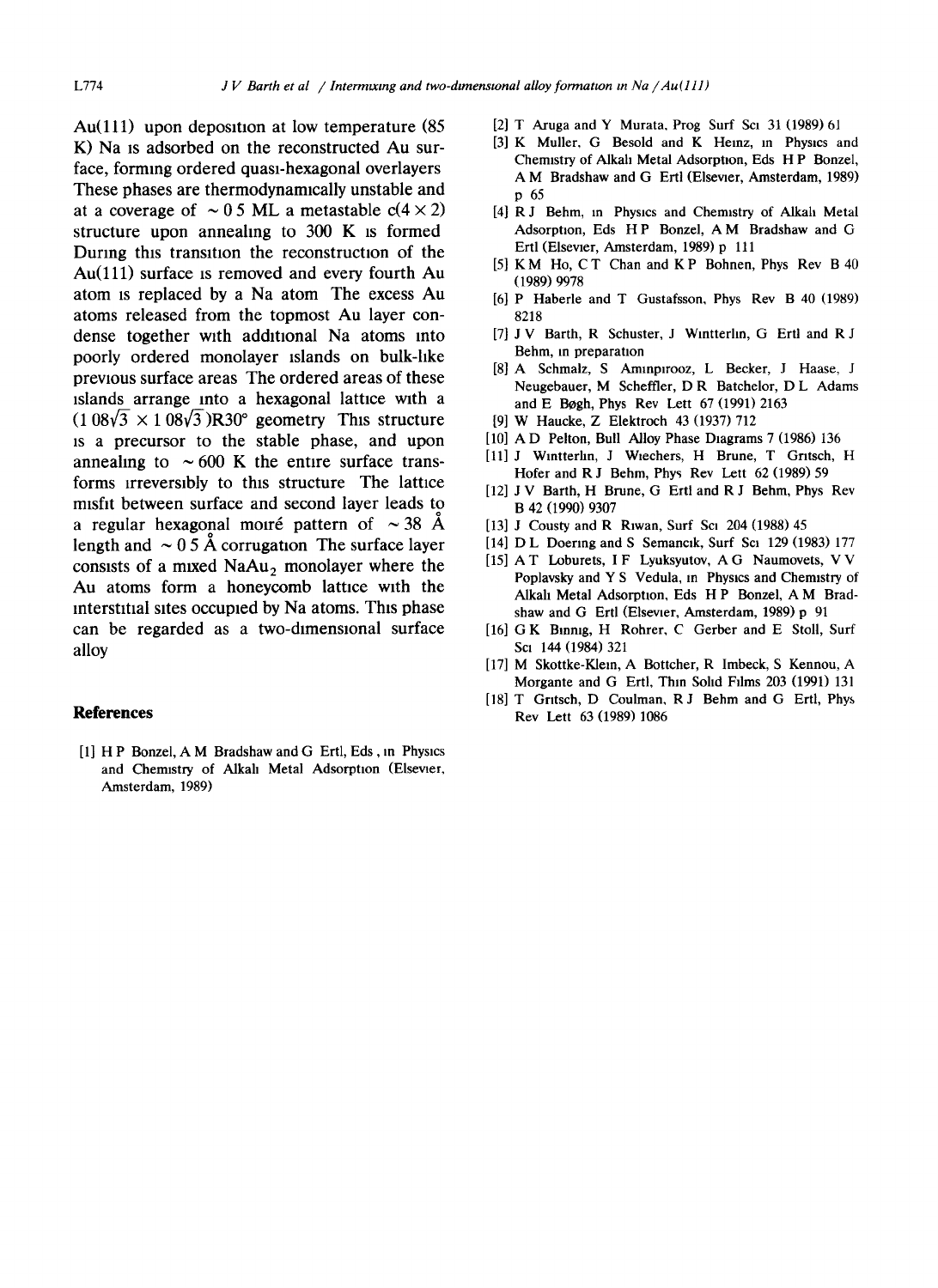Au(111) upon deposition at low temperature (85 K) Na is adsorbed on the reconstructed Au surface, forming ordered quasi-hexagonal overlayers These phases are thermodynamically unstable and at a coverage of ~ 0 5 ML a metastable c(4 × 2) structure upon annealing to 300 K is formed During this transition the reconstruction of the Au(111) surface is removed and every fourth Au atom is replaced by a Na atom The excess Au atoms released from the topmost Au layer condense together with additional Na atoms into poorly ordered monolayer islands on bulk-like previous surface areas The ordered areas of these islands arrange into a hexagonal lattice with a $(1\ 08\sqrt{3} \times 1\ 08\sqrt{3})$R30° geometry This structure is a precursor to the stable phase, and upon annealing to ~ 600 K the entire surface transforms irreversibly to this structure The lattice misfit between surface and second layer leads to a regular hexagonal moiré pattern of ~ 38 Å length and ~ 0 5 Å corrugation The surface layer consists of a mixed $NaAu_2$ monolayer where the Au atoms form a honeycomb lattice with the interstitial sites occupied by Na atoms. This phase can be regarded as a two-dimensional surface alloy

## References

[1] H P Bonzel, A M Bradshaw and G Ertl, Eds , in Physics and Chemistry of Alkali Metal Adsorption (Elsevier, Amsterdam, 1989)

[2] T Aruga and Y Murata, Prog Surf Sci 31 (1989) 61

[3] K Muller, G Besold and K Heinz, in Physics and Chemistry of Alkali Metal Adsorption, Eds H P Bonzel, A M Bradshaw and G Ertl (Elsevier, Amsterdam, 1989) p 65

[4] R J Behm, in Physics and Chemistry of Alkali Metal Adsorption, Eds H P Bonzel, A M Bradshaw and G Ertl (Elsevier, Amsterdam, 1989) p 111

[5] K M Ho, C T Chan and K P Bohnen, Phys Rev B 40 (1989) 9978

[6] P Haberle and T Gustafsson, Phys Rev B 40 (1989) 8218

[7] J V Barth, R Schuster, J Wintterlin, G Ertl and R J Behm, in preparation

[8] A Schmalz, S Aminpirooz, L Becker, J Haase, J Neugebauer, M Scheffler, D R Batchelor, D L Adams and E Bøgh, Phys Rev Lett 67 (1991) 2163

[9] W Haucke, Z Elektroch 43 (1937) 712

[10] A D Pelton, Bull Alloy Phase Diagrams 7 (1986) 136

[11] J Wintterlin, J Wiechers, H Brune, T Gritsch, H Hofer and R J Behm, Phys Rev Lett 62 (1989) 59

[12] J V Barth, H Brune, G Ertl and R J Behm, Phys Rev B 42 (1990) 9307

[13] J Cousty and R Riwan, Surf Sci 204 (1988) 45

[14] D L Doering and S Semancik, Surf Sci 129 (1983) 177

[15] A T Loburets, I F Lyuksyutov, A G Naumovets, V V Poplavsky and Y S Vedula, in Physics and Chemistry of Alkali Metal Adsorption, Eds H P Bonzel, A M Bradshaw and G Ertl (Elsevier, Amsterdam, 1989) p 91

[16] G K Binnig, H Rohrer, C Gerber and E Stoll, Surf Sci 144 (1984) 321

[17] M Skottke-Klein, A Bottcher, R Imbeck, S Kennou, A Morgante and G Ertl, Thin Solid Films 203 (1991) 131

[18] T Gritsch, D Coulman, R J Behm and G Ertl, Phys Rev Lett 63 (1989) 1086